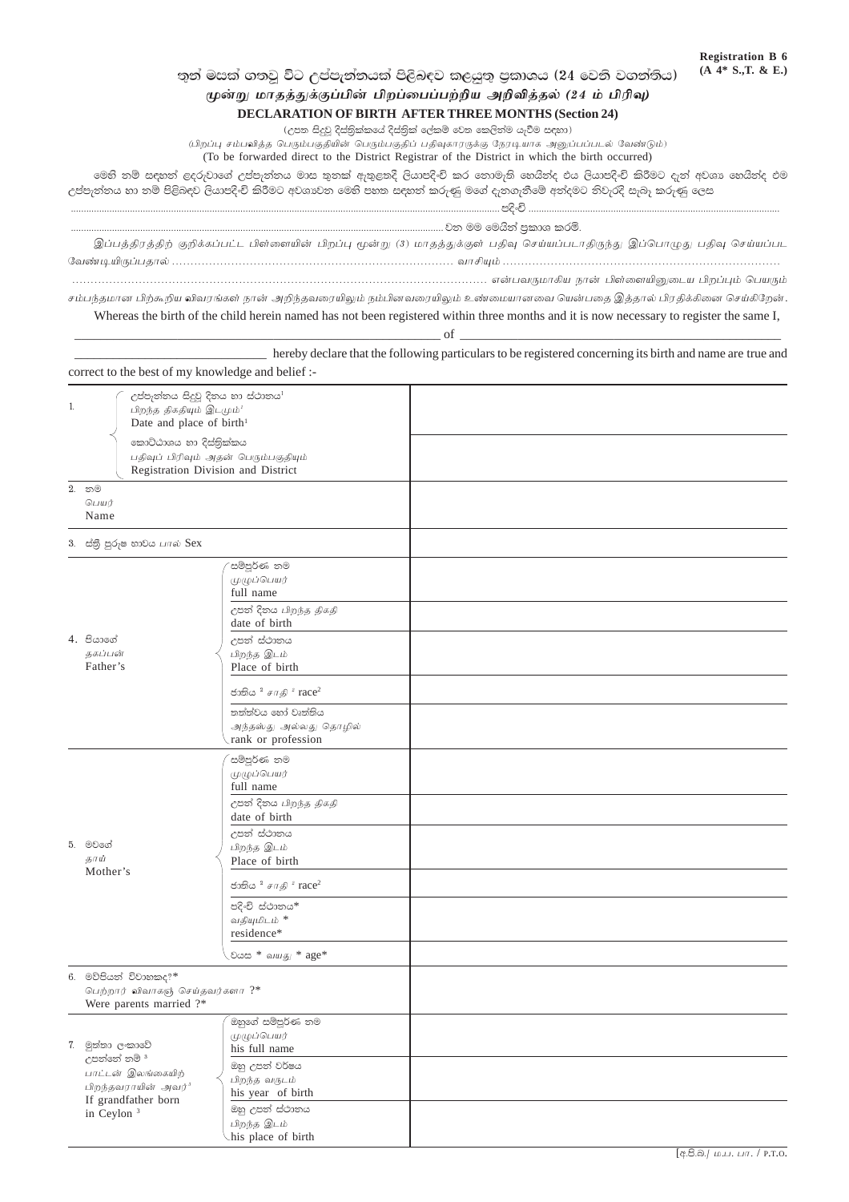Registration B 6
(A 4* S.,T. & E.)

# තුන් මසක් ගතවූ විට උප්පැන්නයක් පිළිබඳව කළයුතු ප්‍රකාශය (24 වෙනි වගන්තිය)

## மூன்று மாதத்துக்குப்பின் பிறப்பைப்பற்றிய அறிவித்தல் (24 ம் பிரிவு)

## DECLARATION OF BIRTH AFTER THREE MONTHS (Section 24)

(උපත සිදුවූ දිස්ත්‍රික්කයේ දිස්ත්‍රික් ලේකම් වෙත කෙළින්ම යැවීම සඳහා)

(பிறப்பு சம்பவித்த பெரும்பகுதியின் பெரும்பகுதிப் பதிவுகாரருக்கு நேரடியாக அனுப்பப்படல் வேண்டும்)

(To be forwarded direct to the District Registrar of the District in which the birth occurred)

මෙහි නම් සඳහන් ළදරුවාගේ උප්පැන්නය මාස තුනක් ඇතුළතදී ලියාපදිංචි කර නොමැති හෙයින්ද එය ලියාපදිංචි කිරීමට දැන් අවශ්‍ය හෙයින්ද එම උප්පැන්නය හා නම පිළිබඳව ලියාපදිංචි කිරීමට අවශ්‍යවන මෙහි පහත සඳහන් කරුණු මගේ දැනගැනීමේ අන්දමට නිවැරදි සැබෑ කරුණු ලෙස .................................................................................................................................................. පදිංචි .................................................................................................................................................. වන මම මෙයින් ප්‍රකාශ කරමි.

இப்பத்திரத்திற் குறிக்கப்பட்ட பிள்ளையின் பிறப்பு மூன்று (3) மாதத்துக்குள் பதிவு செய்யப்படாதிருந்து இப்பொழுது பதிவு செய்யப்பட வேண்டியிருப்பதால் .......................................................................... வாசியும் .......................................................................... .................................................................................................. என்பவருமாகிய நான் பிள்ளையினுடைய பிறப்பும் பெயரும் சம்பந்தமான பிற்கூறிய விவரங்கள் நான் அறிந்தவரையிலும் நம்பினவரையிலும் உண்மையானவை யென்பதை இத்தால் பிரதிக்கினை செய்கிறேன்.

Whereas the birth of the child herein named has not been registered within three months and it is now necessary to register the same, I, ______________________________________________ of ______________________________________________ ______________________________ hereby declare that the following particulars to be registered concerning its birth and name are true and correct to the best of my knowledge and belief :-

| | | |
|---|---|---|
| 1. | උප්පැන්නය සිදුවූ දිනය හා ස්ථානය[1] / பிறந்த திகதியும் இடமும்[1] / Date and place of birth[1] | |
| | කොට්ඨාශය හා දිස්ත්‍රික්කය / பதிவுப் பிரிவும் அதன் பெரும்பகுதியும் / Registration Division and District | |
| 2. | නම / பெயர் / Name | |
| 3. | ස්ත්‍රී පුරුෂ භාවය பால் Sex | |
| 4. පියාගේ / தகப்பன் / Father's | සම්පූර්ණ නම / முழுப்பெயர் / full name | |
| | උපන් දිනය பிறந்த திகதி / date of birth | |
| | උපන් ස්ථානය / பிறந்த இடம் / Place of birth | |
| | ජාතිය [2] சாதி [2] race[2] | |
| | තත්ත්වය හෝ වෘත්තිය / அந்தஸ்து அல்லது தொழில் / rank or profession | |
| 5. මවගේ / தாய் / Mother's | සම්පූර්ණ නම / முழுப்பெயர் / full name | |
| | උපන් දිනය பிறந்த திகதி / date of birth | |
| | උපන් ස්ථානය / பிறந்த இடம் / Place of birth | |
| | ජාතිය [2] சாதி [2] race[2] | |
| | පදිංචි ස්ථානය* / வதியுமிடம் * / residence* | |
| | වයස * வயது * age* | |
| 6. | මව්පියන් විවාහකද?* / பெற்றார் விவாகஞ் செய்தவர்களா ?* / Were parents married ?* | |
| 7. මුත්තා ලංකාවේ උපන්නේ නම් [3] / பாட்டன் இலங்கையிற் பிறந்தவராயின் அவர்[3] / If grandfather born in Ceylon [3] | ඔහුගේ සම්පූර්ණ නම / முழுப்பெயர் / his full name | |
| | ඔහු උපන් වර්ෂය / பிறந்த வருடம் / his year of birth | |
| | ඔහු උපන් ස්ථානය / பிறந்த இடம் / his place of birth | |

[අ.පි.බ.] ம.ப.பா. / P.T.O.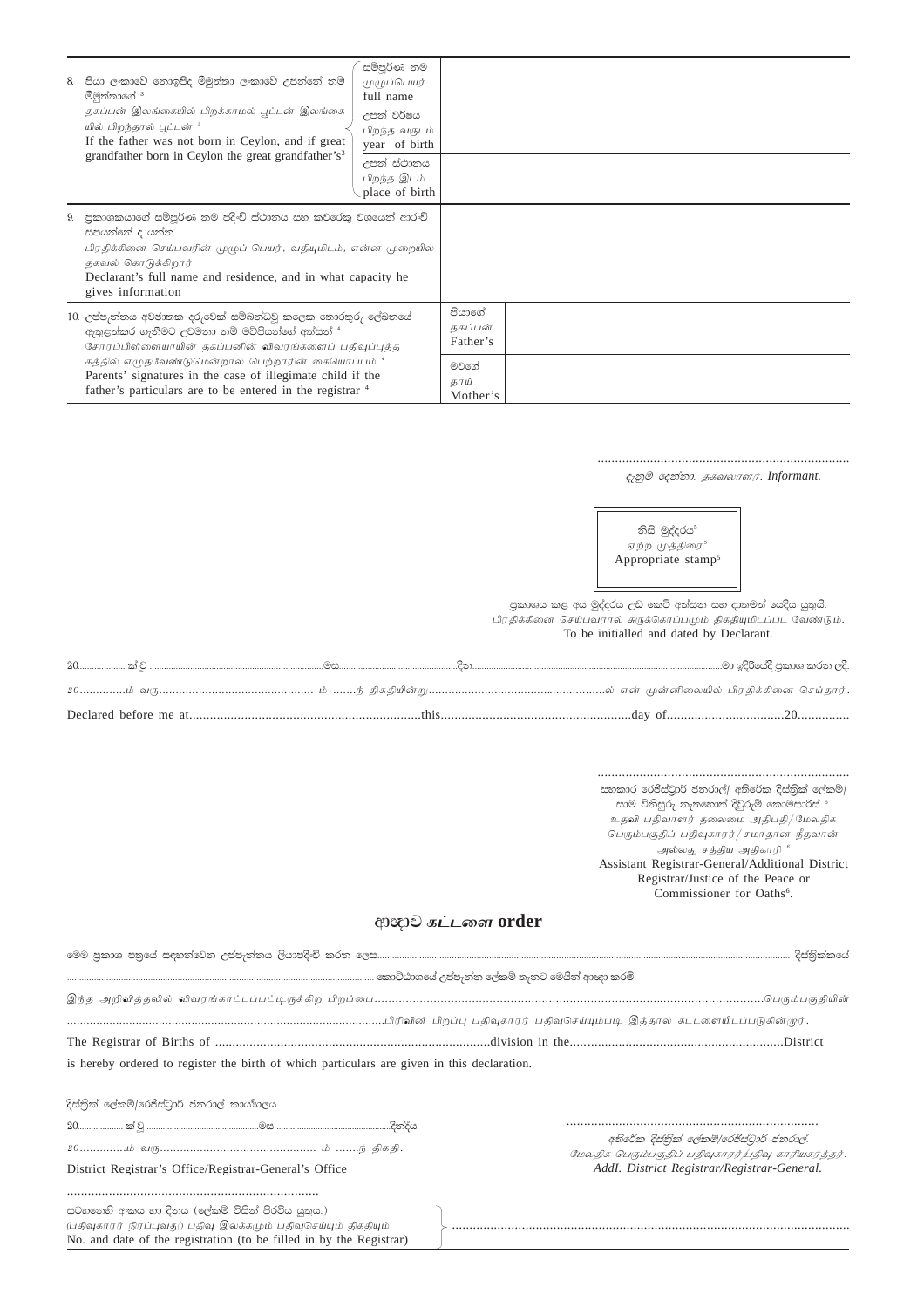| 8. පියා ලංකාවේ නොඉපිද මීමුත්තා ලංකාවේ උපන්නේ නම් මීමුත්තාගේ [3]<br>*தகப்பன் இலங்கையில் பிறக்காமல் பூட்டன் இலங்கையில் பிறந்தால் பூட்டன்* [3]<br>If the father was not born in Ceylon, and if great grandfather born in Ceylon the great grandfather's[3] | සම්පූර්ණ නම<br>*முழுப்பெயர்*<br>full name | |
|---|---|---|
| | උපන් වර්ෂය<br>*பிறந்த வருடம்*<br>year of birth | |
| | උපන් ස්ථානය<br>*பிறந்த இடம்*<br>place of birth | |
| 9. ප්‍රකාශකයාගේ සම්පූර්ණ නම පදිංචි ස්ථානය සහ කවරෙකු වශයෙන් ආරංචි සපයන්නේ ද යන්න<br>*பிரதிக்கினை செய்பவரின் முழுப் பெயர், வதியுமிடம், என்ன முறையில் தகவல் கொடுக்கிறார்*<br>Declarant's full name and residence, and in what capacity he gives information | | |
| 10. උප්පන්නය අවජාතක දරුවෙක් සම්බන්ධවූ කලෙක තොරතුරු ලේඛනයේ ඇතුළත්කර ගැනීමට උවමනා නම් මව්පියන්ගේ අත්සන් [4]<br>*சோரப்பிள்ளையாயின் தகப்பனின் விவரங்களைப் பதிவுப்புத்தகத்தில் எழுதவேண்டுமென்றால் பெற்றாரின் கையொப்பம்* [4]<br>Parents' signatures in the case of illegimate child if the father's particulars are to be entered in the registrar [4] | පියාගේ<br>*தகப்பன்*<br>Father's | |
| | මවගේ<br>*தாய்*<br>Mother's | |

........................................................................
දැනුම් දෙන්නා. *தகவலாளர்*. *Informant.*

නිසි මුද්දරය[5]
*ஏற்ற முத்திரை*[5]
Appropriate stamp[5]

ප්‍රකාශය කළ අය මුද්දරය උඩ කෙටි අත්සන සහ දාතමත් යෙදිය යුතුයි.
*பிரதிக்கினை செய்பவரால் சுருக்கொப்பமும் திகதியுமிடப்பட வேண்டும்.*
To be initialled and dated by Declarant.

20.................. ක් වූ ............................................................මස.........................................................දින...................................................................................මා ඉදිරියේදී ප්‍රකාශ කරන ලදී.

*20..............ம் வரு............................................. ம் .......ந் திகதியின்று.....................................................ல் என் முன்னிலையில் பிரதிக்கினை செய்தார்.*

Declared before me at...................................................................this.......................................................day of.................................20...............

........................................................................
සහකාර රෙජිස්ට්‍රාර් ජනරාල්/ අතිරේක දිස්ත්‍රික් ලේකම්/ සාම විනිසුරු නැතහොත් දිවුරුම් කොමසාරිස් [6].
*உதவி பதிவாளர் தலைமை அதிபதி/மேலதிக பெரும்பகுதிப் பதிவுகாரர்/சமாதான நீதவான் அல்லது சத்திய அதிகாரி* [6]
Assistant Registrar-General/Additional District Registrar/Justice of the Peace or Commissioner for Oaths[6].

## ආඥාව *கட்டளை* order

මෙම ප්‍රකාශ පත්‍රයේ සඳහන්වෙන උප්පැන්නය ලියාපදිංචි කරන ලෙස.................................................................................................................................................................. දිස්ත්‍රික්කයේ
..................................................................................................... කොට්ඨාශයේ උප්පැන්න ලේකම් තැනට මෙයින් ආඥා කරමි.

*இந்த அறிவித்தலில் விவரங்காட்டப்பட்டிருக்கிற பிறப்பை.................................................................................................................பெரும்பகுதியின்*
*.................................................................................பிரிவின் பிறப்பு பதிவுகாரர் பதிவுசெய்யும்படி இத்தால் கட்டளையிடப்படுகின்றார்.*

The Registrar of Births of ...............................................................................division in the..............................................................District is hereby ordered to register the birth of which particulars are given in this declaration.

දිස්ත්‍රික් ලේකම්/රෙජිස්ට්‍රාර් ජනරාල් කාර්යාලය
20.................. ක් වූ ...............................................මස ...............................................දිනදිය.
*20..............ம் வரு............................................. ம் .......ந் திகதி.*
District Registrar's Office/Registrar-General's Office

........................................................................
*අතිරේක දිස්ත්‍රික් ලේකම්/රෙජිස්ට්‍රාර් ජනරාල්.*
*மேலதிக பெரும்பகுதிப் பதிவுகாரர்/பதிவு காரியகர்த்தர்.*
*Addl. District Registrar/Registrar-General.*

........................................................................
සටහනෙහි අංකය හා දිනය (ලේකම් විසින් පිරවිය යුතුය.)
*(பதிவுகாரர் நிரப்புவது) பதிவு இலக்கமும் பதிவுசெய்யும் திகதியும்*
No. and date of the registration (to be filled in by the Registrar) ..................................................................................................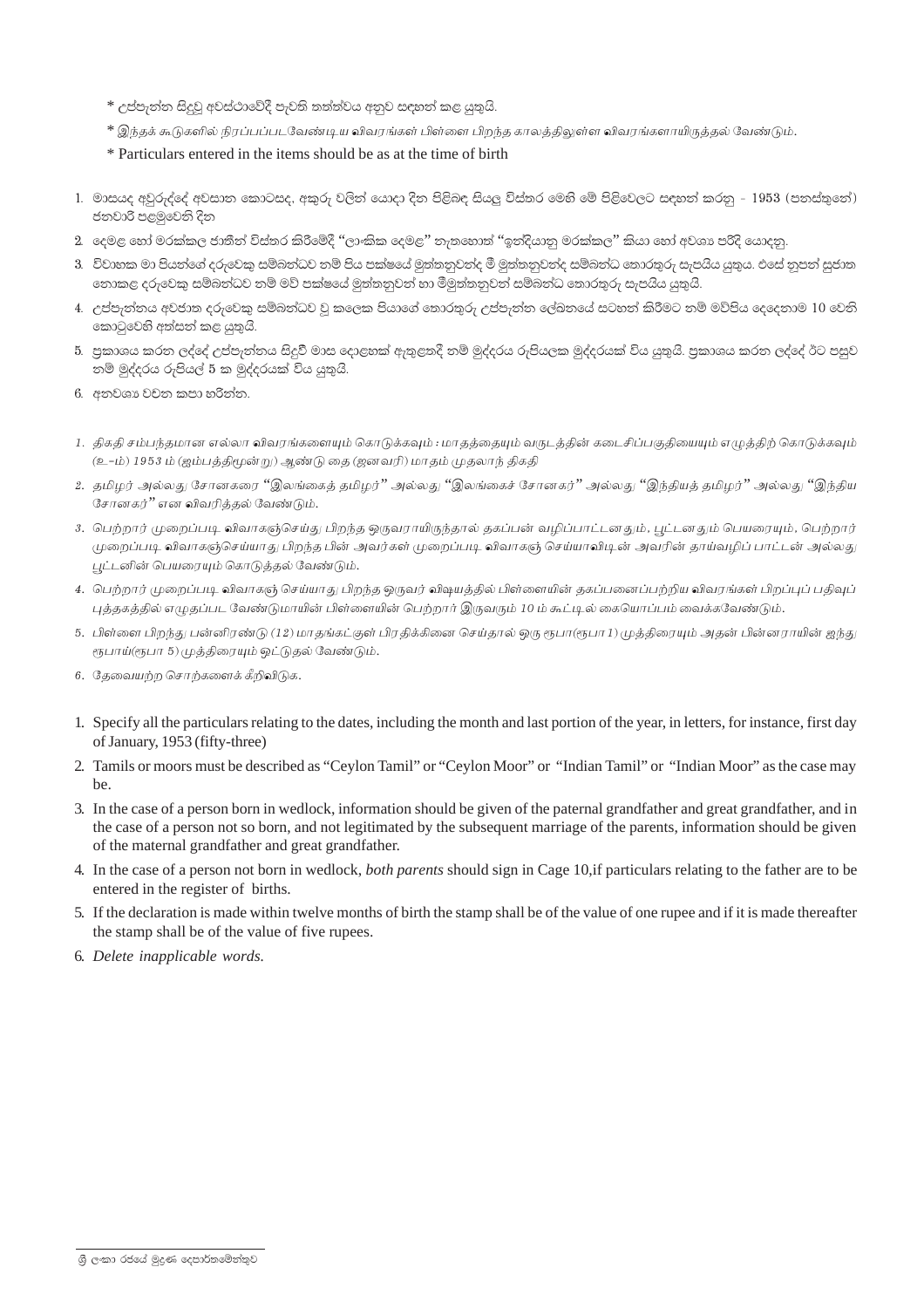\* උප්පැන්න සිදුවූ අවස්ථාවේදී පැවති තත්ත්වය අනුව සඳහන් කළ යුතුයි.

\* இந்தக் கூடுகளில் நிரப்பப்படவேண்டிய விவரங்கள் பிள்ளை பிறந்த காலத்திலுள்ள விவரங்களாயிருத்தல் வேண்டும்.

\* Particulars entered in the items should be as at the time of birth

1. මාසයද අවුරුද්දේ අවසාන කොටසද, අකුරු වලින් යොදා දින පිළිබඳ සියලු විස්තර මෙහි මේ පිළිවෙලට සඳහන් කරනු - 1953 (පනස්තුනේ) ජනවාරි පළමුවෙනි දින
2. දෙමළ හෝ මරක්කල ජාතීන් විස්තර කිරීමේදී "ලාංකික දෙමළ" නැතහොත් "ඉන්දියානු මරක්කල" කියා හෝ අවශ්‍ය පරිදි යොදනු.
3. විවාහක මා පියන්ගේ දරුවෙකු සම්බන්ධව නම් පිය පක්ෂයේ මුත්තනුවන්ද මී මුත්තනුවන්ද සම්බන්ධ තොරතුරු සැපයිය යුතුය. එසේ නුපන් සුජාත නොකළ දරුවෙකු සම්බන්ධව නම් මව් පක්ෂයේ මුත්තනුවන් හා මීමුත්තනුවන් සම්බන්ධ තොරතුරු සැපයිය යුතුයි.
4. උප්පැන්නය අවජාත දරුවෙකු සම්බන්ධව වූ කලෙක පියාගේ තොරතුරු උප්පැන්න ලේඛනයේ සටහන් කිරීමට නම් මව්පිය දෙදෙනාම 10 වෙනි කොටුවෙහි අත්සන් කළ යුතුයි.
5. ප්‍රකාශය කරන ලද්දේ උප්පැන්නය සිදුවී මාස දොළහක් ඇතුළතදී නම් මුද්දරය රුපියලක මුද්දරයක් විය යුතුයි. ප්‍රකාශය කරන ලද්දේ ඊට පසුව නම් මුද්දරය රුපියල් 5 ක මුද්දරයක් විය යුතුයි.
6. අනවශ්‍ය වචන කපා හරින්න.

1. *திகதி சம்பந்தமான எல்லா விவரங்களையும் கொடுக்கவும் : மாதத்தையும் வருடத்தின் கடைசிப்பகுதியையும் எழுத்திற் கொடுக்கவும் (உ-ம்) 1953 ம் (ஐம்பத்திமூன்று) ஆண்டு தை (ஜனவரி) மாதம் முதலாந் திகதி*
2. *தமிழர் அல்லது சோனகரை "இலங்கைத் தமிழர்" அல்லது "இலங்கைச் சோனகர்" அல்லது "இந்தியத் தமிழர்" அல்லது "இந்திய சோனகர்" என விவரித்தல் வேண்டும்.*
3. *பெற்றார் முறைப்படி விவாகஞ்செய்து பிறந்த ஒருவராயிருந்தால் தகப்பன் வழிப்பாட்டனதும், பூட்டனதும் பெயரையும், பெற்றார் முறைப்படி விவாகஞ்செய்யாது பிறந்த பின் அவர்கள் முறைப்படி விவாகஞ் செய்யாவிடின் அவரின் தாய்வழிப் பாட்டன் அல்லது பூட்டனின் பெயரையும் கொடுத்தல் வேண்டும்.*
4. *பெற்றார் முறைப்படி விவாகஞ் செய்யாது பிறந்த ஒருவர் விஷயத்தில் பிள்ளையின் தகப்பனைப்பற்றிய விவரங்கள் பிறப்புப் பதிவுப் புத்தகத்தில் எழுதப்பட வேண்டுமாயின் பிள்ளையின் பெற்றார் இருவரும் 10 ம் கூட்டில் கையொப்பம் வைக்கவேண்டும்.*
5. *பிள்ளை பிறந்து பன்னிரண்டு (12) மாதங்கட்குள் பிரதிக்கினை செய்தால் ஒரு ரூபா(ரூபா 1) முத்திரையும் அதன் பின்னராயின் ஐந்து ரூபாய்(ரூபா 5) முத்திரையும் ஒட்டுதல் வேண்டும்.*
6. *தேவையற்ற சொற்களைக் கீறிவிடுக.*

1. Specify all the particulars relating to the dates, including the month and last portion of the year, in letters, for instance, first day of January, 1953 (fifty-three)
2. Tamils or moors must be described as "Ceylon Tamil" or "Ceylon Moor" or "Indian Tamil" or "Indian Moor" as the case may be.
3. In the case of a person born in wedlock, information should be given of the paternal grandfather and great grandfather, and in the case of a person not so born, and not legitimated by the subsequent marriage of the parents, information should be given of the maternal grandfather and great grandfather.
4. In the case of a person not born in wedlock, *both parents* should sign in Cage 10,if particulars relating to the father are to be entered in the register of births.
5. If the declaration is made within twelve months of birth the stamp shall be of the value of one rupee and if it is made thereafter the stamp shall be of the value of five rupees.
6. *Delete inapplicable words.*

ශ්‍රී ලංකා රජයේ මුද්‍රණ දෙපාර්තමේන්තුව